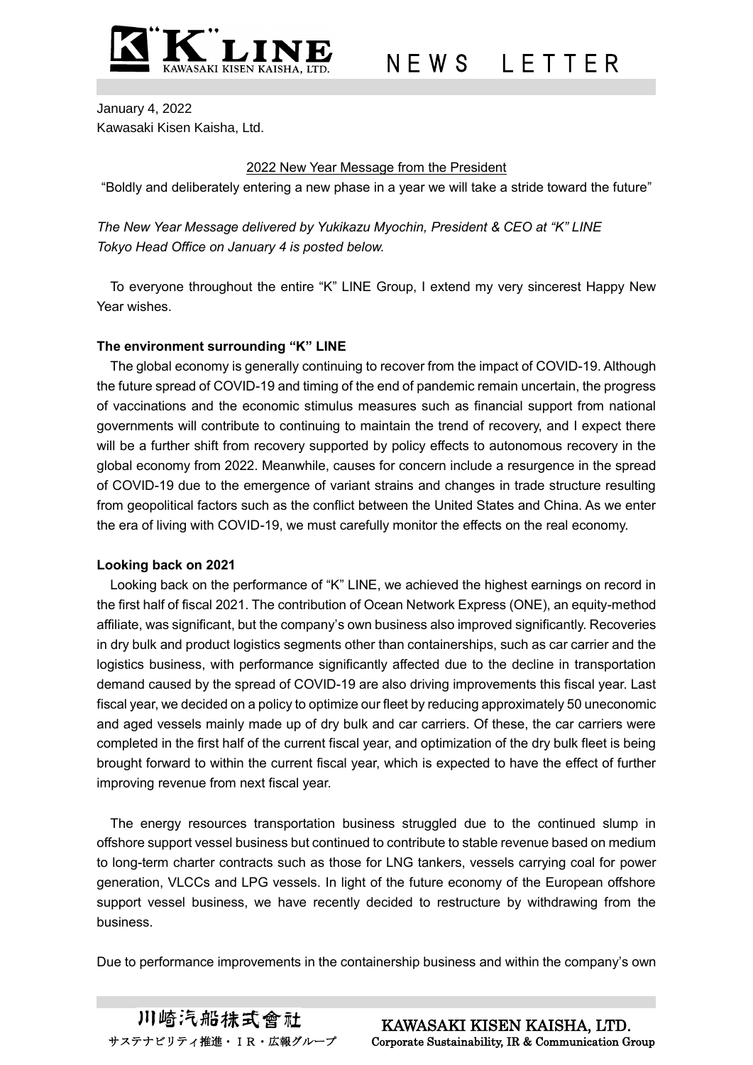January 4, 2022
Kawasaki Kisen Kaisha, Ltd.

## 2022 New Year Message from the President

"Boldly and deliberately entering a new phase in a year we will take a stride toward the future"

*The New Year Message delivered by Yukikazu Myochin, President & CEO at "K" LINE Tokyo Head Office on January 4 is posted below.*

To everyone throughout the entire "K" LINE Group, I extend my very sincerest Happy New Year wishes.

### The environment surrounding "K" LINE

The global economy is generally continuing to recover from the impact of COVID-19. Although the future spread of COVID-19 and timing of the end of pandemic remain uncertain, the progress of vaccinations and the economic stimulus measures such as financial support from national governments will contribute to continuing to maintain the trend of recovery, and I expect there will be a further shift from recovery supported by policy effects to autonomous recovery in the global economy from 2022. Meanwhile, causes for concern include a resurgence in the spread of COVID-19 due to the emergence of variant strains and changes in trade structure resulting from geopolitical factors such as the conflict between the United States and China. As we enter the era of living with COVID-19, we must carefully monitor the effects on the real economy.

### Looking back on 2021

Looking back on the performance of "K" LINE, we achieved the highest earnings on record in the first half of fiscal 2021. The contribution of Ocean Network Express (ONE), an equity-method affiliate, was significant, but the company's own business also improved significantly. Recoveries in dry bulk and product logistics segments other than containerships, such as car carrier and the logistics business, with performance significantly affected due to the decline in transportation demand caused by the spread of COVID-19 are also driving improvements this fiscal year. Last fiscal year, we decided on a policy to optimize our fleet by reducing approximately 50 uneconomic and aged vessels mainly made up of dry bulk and car carriers. Of these, the car carriers were completed in the first half of the current fiscal year, and optimization of the dry bulk fleet is being brought forward to within the current fiscal year, which is expected to have the effect of further improving revenue from next fiscal year.

The energy resources transportation business struggled due to the continued slump in offshore support vessel business but continued to contribute to stable revenue based on medium to long-term charter contracts such as those for LNG tankers, vessels carrying coal for power generation, VLCCs and LPG vessels. In light of the future economy of the European offshore support vessel business, we have recently decided to restructure by withdrawing from the business.

Due to performance improvements in the containership business and within the company's own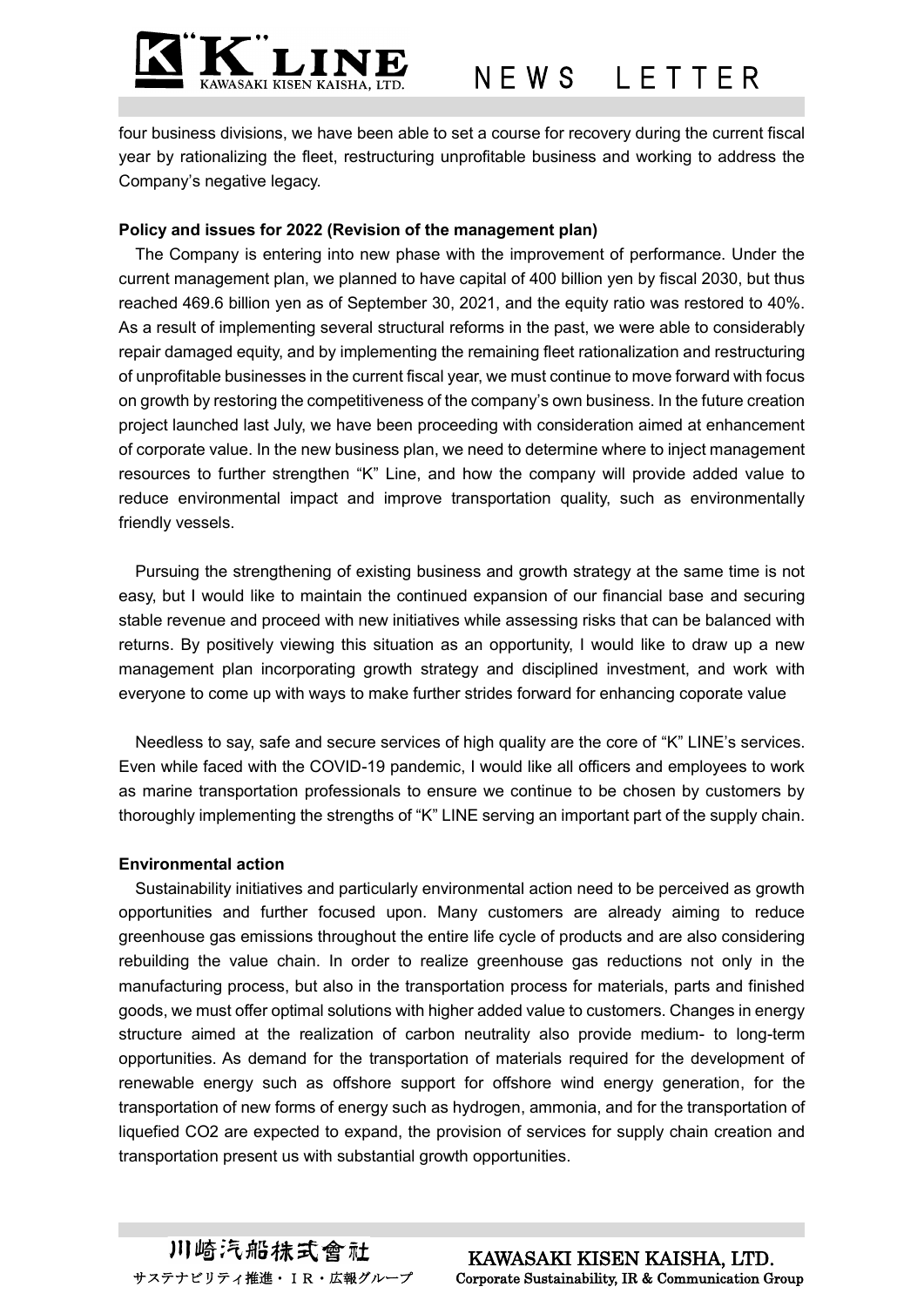four business divisions, we have been able to set a course for recovery during the current fiscal year by rationalizing the fleet, restructuring unprofitable business and working to address the Company's negative legacy.

**Policy and issues for 2022 (Revision of the management plan)**

The Company is entering into new phase with the improvement of performance. Under the current management plan, we planned to have capital of 400 billion yen by fiscal 2030, but thus reached 469.6 billion yen as of September 30, 2021, and the equity ratio was restored to 40%. As a result of implementing several structural reforms in the past, we were able to considerably repair damaged equity, and by implementing the remaining fleet rationalization and restructuring of unprofitable businesses in the current fiscal year, we must continue to move forward with focus on growth by restoring the competitiveness of the company's own business. In the future creation project launched last July, we have been proceeding with consideration aimed at enhancement of corporate value. In the new business plan, we need to determine where to inject management resources to further strengthen "K" Line, and how the company will provide added value to reduce environmental impact and improve transportation quality, such as environmentally friendly vessels.

Pursuing the strengthening of existing business and growth strategy at the same time is not easy, but I would like to maintain the continued expansion of our financial base and securing stable revenue and proceed with new initiatives while assessing risks that can be balanced with returns. By positively viewing this situation as an opportunity, I would like to draw up a new management plan incorporating growth strategy and disciplined investment, and work with everyone to come up with ways to make further strides forward for enhancing coporate value

Needless to say, safe and secure services of high quality are the core of "K" LINE's services. Even while faced with the COVID-19 pandemic, I would like all officers and employees to work as marine transportation professionals to ensure we continue to be chosen by customers by thoroughly implementing the strengths of "K" LINE serving an important part of the supply chain.

**Environmental action**

Sustainability initiatives and particularly environmental action need to be perceived as growth opportunities and further focused upon. Many customers are already aiming to reduce greenhouse gas emissions throughout the entire life cycle of products and are also considering rebuilding the value chain. In order to realize greenhouse gas reductions not only in the manufacturing process, but also in the transportation process for materials, parts and finished goods, we must offer optimal solutions with higher added value to customers. Changes in energy structure aimed at the realization of carbon neutrality also provide medium- to long-term opportunities. As demand for the transportation of materials required for the development of renewable energy such as offshore support for offshore wind energy generation, for the transportation of new forms of energy such as hydrogen, ammonia, and for the transportation of liquefied $CO_2$ are expected to expand, the provision of services for supply chain creation and transportation present us with substantial growth opportunities.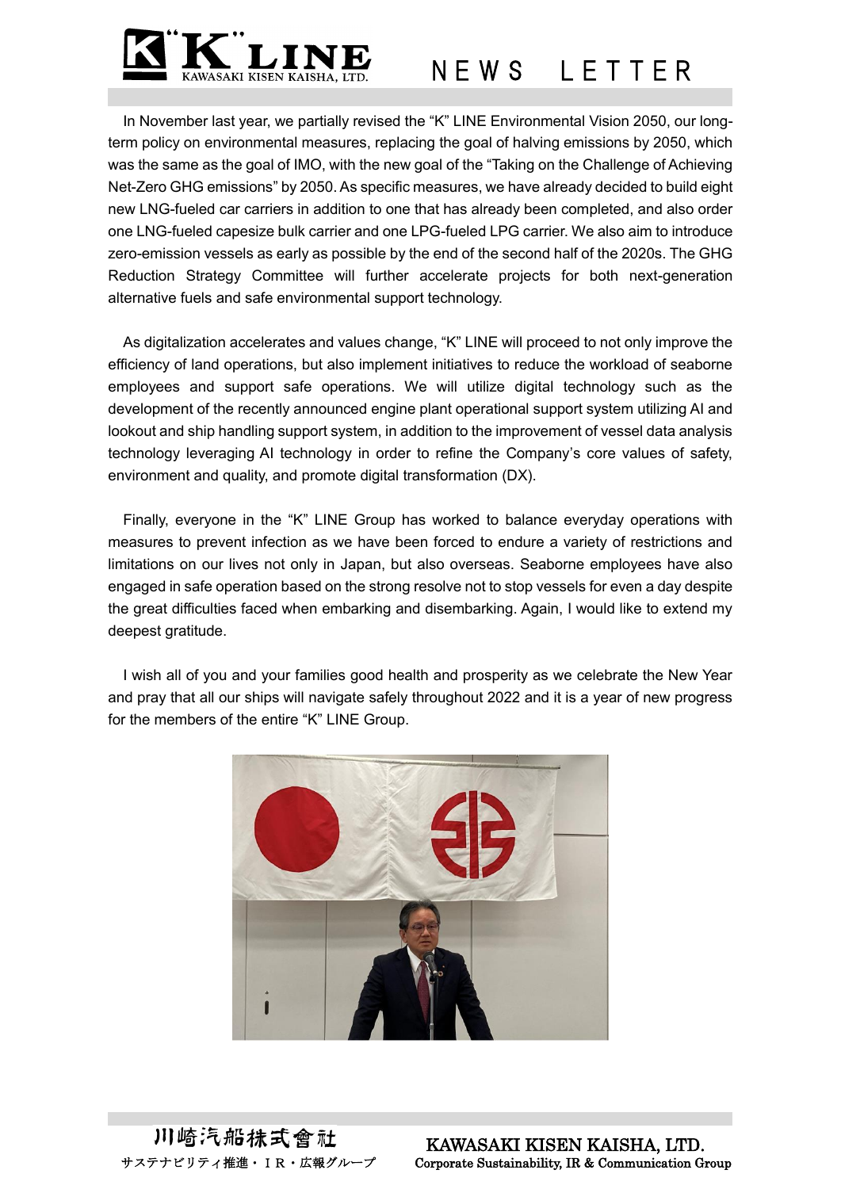In November last year, we partially revised the "K" LINE Environmental Vision 2050, our long-term policy on environmental measures, replacing the goal of halving emissions by 2050, which was the same as the goal of IMO, with the new goal of the "Taking on the Challenge of Achieving Net-Zero GHG emissions" by 2050. As specific measures, we have already decided to build eight new LNG-fueled car carriers in addition to one that has already been completed, and also order one LNG-fueled capesize bulk carrier and one LPG-fueled LPG carrier. We also aim to introduce zero-emission vessels as early as possible by the end of the second half of the 2020s. The GHG Reduction Strategy Committee will further accelerate projects for both next-generation alternative fuels and safe environmental support technology.

As digitalization accelerates and values change, "K" LINE will proceed to not only improve the efficiency of land operations, but also implement initiatives to reduce the workload of seaborne employees and support safe operations. We will utilize digital technology such as the development of the recently announced engine plant operational support system utilizing AI and lookout and ship handling support system, in addition to the improvement of vessel data analysis technology leveraging AI technology in order to refine the Company's core values of safety, environment and quality, and promote digital transformation (DX).

Finally, everyone in the "K" LINE Group has worked to balance everyday operations with measures to prevent infection as we have been forced to endure a variety of restrictions and limitations on our lives not only in Japan, but also overseas. Seaborne employees have also engaged in safe operation based on the strong resolve not to stop vessels for even a day despite the great difficulties faced when embarking and disembarking. Again, I would like to extend my deepest gratitude.

I wish all of you and your families good health and prosperity as we celebrate the New Year and pray that all our ships will navigate safely throughout 2022 and it is a year of new progress for the members of the entire "K" LINE Group.

川崎汽船株式會社
サステナビリティ推進・ＩＲ・広報グループ

KAWASAKI KISEN KAISHA, LTD.
Corporate Sustainability, IR & Communication Group